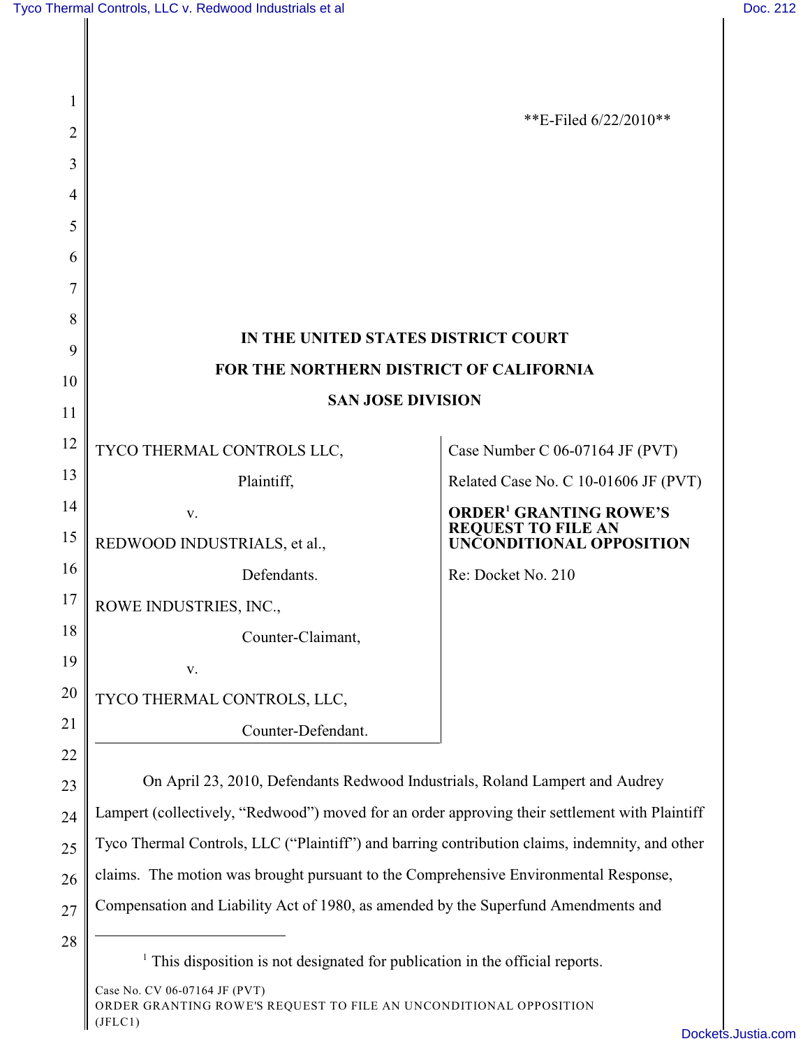**E-Filed 6/22/2010**

**IN THE UNITED STATES DISTRICT COURT**

**FOR THE NORTHERN DISTRICT OF CALIFORNIA**

**SAN JOSE DIVISION**

| | |
|---|---|
| TYCO THERMAL CONTROLS LLC, Plaintiff, v. REDWOOD INDUSTRIALS, et al., Defendants. | Case Number C 06-07164 JF (PVT) |
| ROWE INDUSTRIES, INC., Counter-Claimant, v. TYCO THERMAL CONTROLS, LLC, Counter-Defendant. | Related Case No. C 10-01606 JF (PVT) **ORDER[1] GRANTING ROWE'S REQUEST TO FILE AN UNCONDITIONAL OPPOSITION** Re: Docket No. 210 |

On April 23, 2010, Defendants Redwood Industrials, Roland Lampert and Audrey Lampert (collectively, "Redwood") moved for an order approving their settlement with Plaintiff Tyco Thermal Controls, LLC ("Plaintiff") and barring contribution claims, indemnity, and other claims. The motion was brought pursuant to the Comprehensive Environmental Response, Compensation and Liability Act of 1980, as amended by the Superfund Amendments and

[1] This disposition is not designated for publication in the official reports.

Case No. CV 06-07164 JF (PVT)
ORDER GRANTING ROWE'S REQUEST TO FILE AN UNCONDITIONAL OPPOSITION
(JFLC1)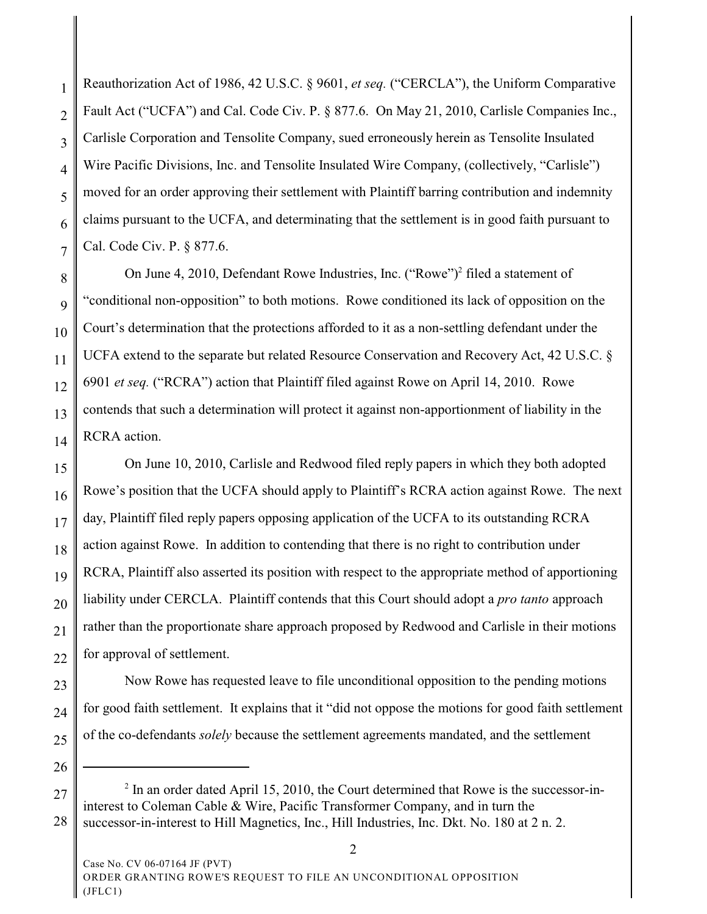Reauthorization Act of 1986, 42 U.S.C. § 9601, *et seq.* ("CERCLA"), the Uniform Comparative Fault Act ("UCFA") and Cal. Code Civ. P. § 877.6. On May 21, 2010, Carlisle Companies Inc., Carlisle Corporation and Tensolite Company, sued erroneously herein as Tensolite Insulated Wire Pacific Divisions, Inc. and Tensolite Insulated Wire Company, (collectively, "Carlisle") moved for an order approving their settlement with Plaintiff barring contribution and indemnity claims pursuant to the UCFA, and determinating that the settlement is in good faith pursuant to Cal. Code Civ. P. § 877.6.

On June 4, 2010, Defendant Rowe Industries, Inc. ("Rowe")[2] filed a statement of "conditional non-opposition" to both motions. Rowe conditioned its lack of opposition on the Court's determination that the protections afforded to it as a non-settling defendant under the UCFA extend to the separate but related Resource Conservation and Recovery Act, 42 U.S.C. § 6901 *et seq.* ("RCRA") action that Plaintiff filed against Rowe on April 14, 2010. Rowe contends that such a determination will protect it against non-apportionment of liability in the RCRA action.

On June 10, 2010, Carlisle and Redwood filed reply papers in which they both adopted Rowe's position that the UCFA should apply to Plaintiff's RCRA action against Rowe. The next day, Plaintiff filed reply papers opposing application of the UCFA to its outstanding RCRA action against Rowe. In addition to contending that there is no right to contribution under RCRA, Plaintiff also asserted its position with respect to the appropriate method of apportioning liability under CERCLA. Plaintiff contends that this Court should adopt a *pro tanto* approach rather than the proportionate share approach proposed by Redwood and Carlisle in their motions for approval of settlement.

Now Rowe has requested leave to file unconditional opposition to the pending motions for good faith settlement. It explains that it "did not oppose the motions for good faith settlement of the co-defendants *solely* because the settlement agreements mandated, and the settlement

---

[2] In an order dated April 15, 2010, the Court determined that Rowe is the successor-in-interest to Coleman Cable & Wire, Pacific Transformer Company, and in turn the successor-in-interest to Hill Magnetics, Inc., Hill Industries, Inc. Dkt. No. 180 at 2 n. 2.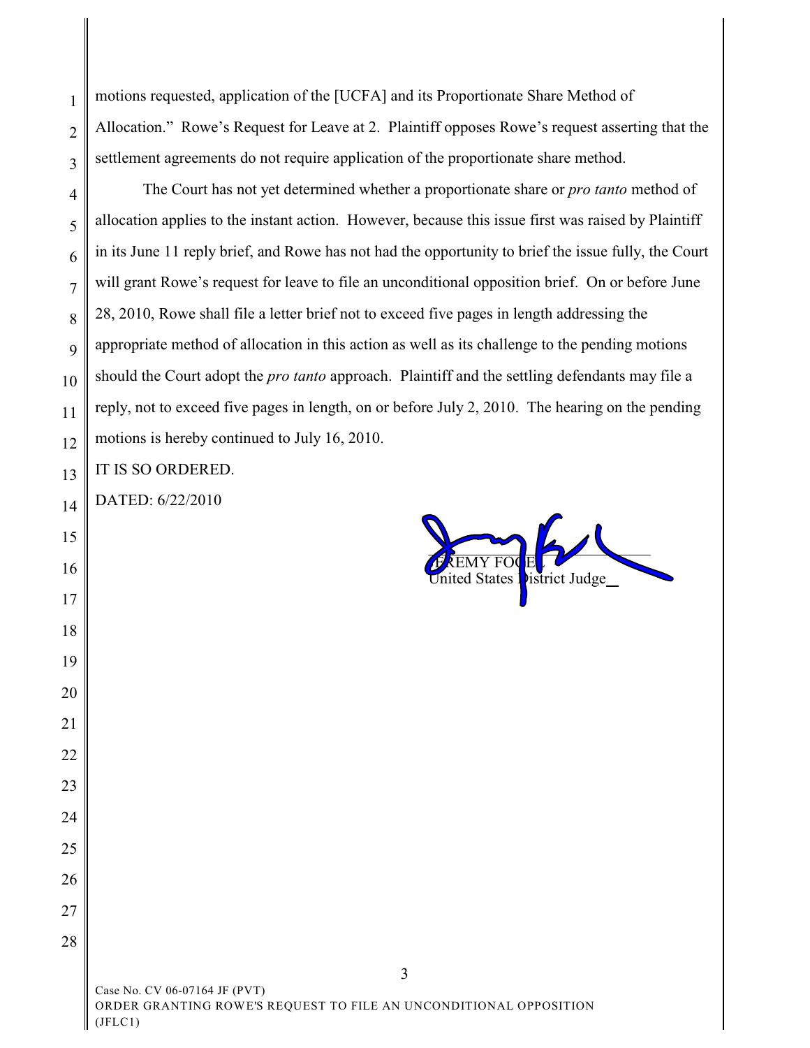motions requested, application of the [UCFA] and its Proportionate Share Method of Allocation." Rowe's Request for Leave at 2. Plaintiff opposes Rowe's request asserting that the settlement agreements do not require application of the proportionate share method.

The Court has not yet determined whether a proportionate share or *pro tanto* method of allocation applies to the instant action. However, because this issue first was raised by Plaintiff in its June 11 reply brief, and Rowe has not had the opportunity to brief the issue fully, the Court will grant Rowe's request for leave to file an unconditional opposition brief. On or before June 28, 2010, Rowe shall file a letter brief not to exceed five pages in length addressing the appropriate method of allocation in this action as well as its challenge to the pending motions should the Court adopt the *pro tanto* approach. Plaintiff and the settling defendants may file a reply, not to exceed five pages in length, on or before July 2, 2010. The hearing on the pending motions is hereby continued to July 16, 2010.

IT IS SO ORDERED.

DATED: 6/22/2010

JEREMY FOGEL
United States District Judge

Case No. CV 06-07164 JF (PVT)
ORDER GRANTING ROWE'S REQUEST TO FILE AN UNCONDITIONAL OPPOSITION
(JFLC1)